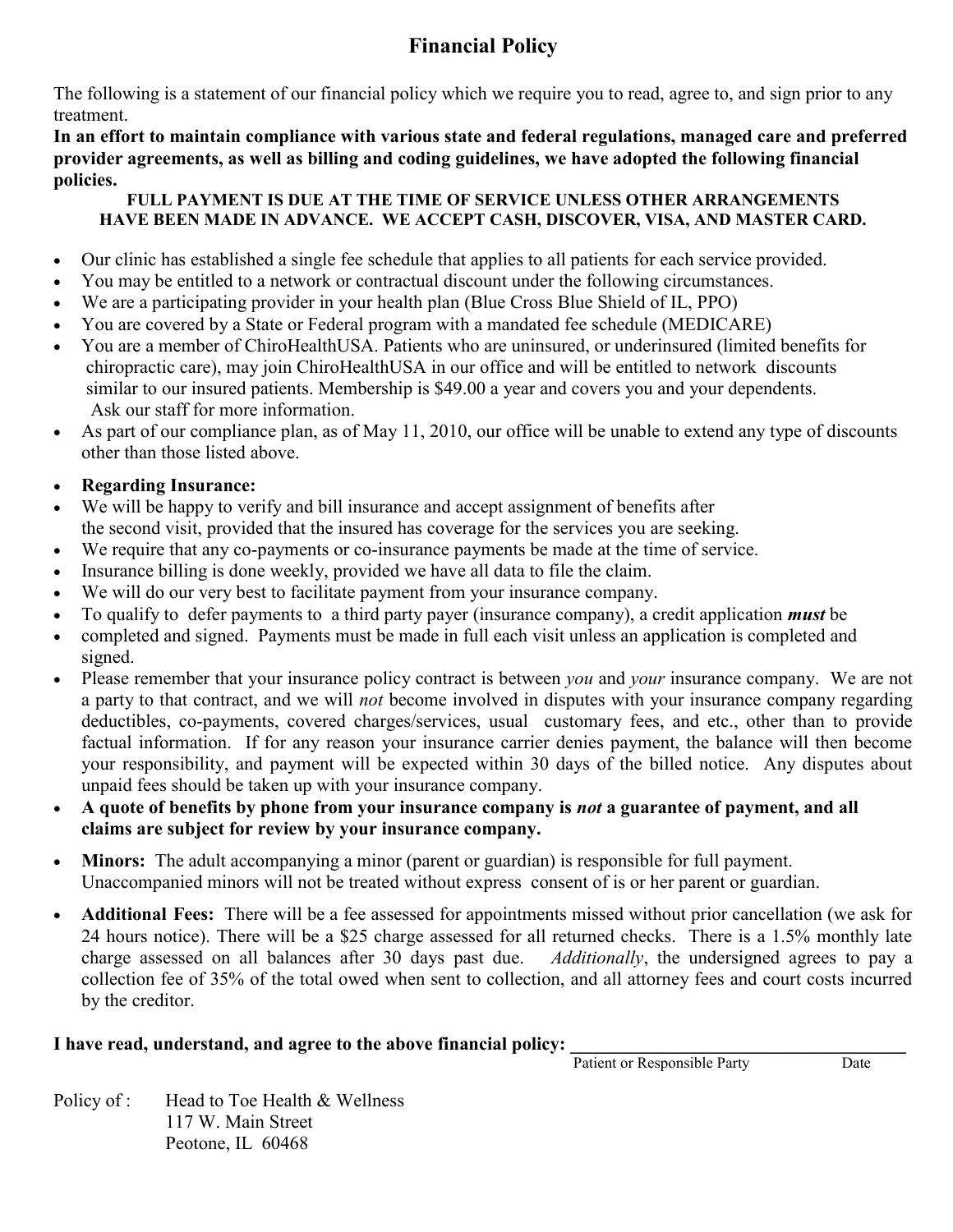# Financial Policy

The following is a statement of our financial policy which we require you to read, agree to, and sign prior to any treatment.

**In an effort to maintain compliance with various state and federal regulations, managed care and preferred provider agreements, as well as billing and coding guidelines, we have adopted the following financial policies.**

**FULL PAYMENT IS DUE AT THE TIME OF SERVICE UNLESS OTHER ARRANGEMENTS HAVE BEEN MADE IN ADVANCE. WE ACCEPT CASH, DISCOVER, VISA, AND MASTER CARD.**

- Our clinic has established a single fee schedule that applies to all patients for each service provided.
- You may be entitled to a network or contractual discount under the following circumstances.
- We are a participating provider in your health plan (Blue Cross Blue Shield of IL, PPO)
- You are covered by a State or Federal program with a mandated fee schedule (MEDICARE)
- You are a member of ChiroHealthUSA. Patients who are uninsured, or underinsured (limited benefits for chiropractic care), may join ChiroHealthUSA in our office and will be entitled to network discounts similar to our insured patients. Membership is $49.00 a year and covers you and your dependents. Ask our staff for more information.
- As part of our compliance plan, as of May 11, 2010, our office will be unable to extend any type of discounts other than those listed above.
- **Regarding Insurance:**
- We will be happy to verify and bill insurance and accept assignment of benefits after the second visit, provided that the insured has coverage for the services you are seeking.
- We require that any co-payments or co-insurance payments be made at the time of service.
- Insurance billing is done weekly, provided we have all data to file the claim.
- We will do our very best to facilitate payment from your insurance company.
- To qualify to defer payments to a third party payer (insurance company), a credit application ***must*** be
- completed and signed. Payments must be made in full each visit unless an application is completed and signed.
- Please remember that your insurance policy contract is between *you* and *your* insurance company. We are not a party to that contract, and we will *not* become involved in disputes with your insurance company regarding deductibles, co-payments, covered charges/services, usual customary fees, and etc., other than to provide factual information. If for any reason your insurance carrier denies payment, the balance will then become your responsibility, and payment will be expected within 30 days of the billed notice. Any disputes about unpaid fees should be taken up with your insurance company.
- **A quote of benefits by phone from your insurance company is *not* a guarantee of payment, and all claims are subject for review by your insurance company.**
- **Minors:** The adult accompanying a minor (parent or guardian) is responsible for full payment. Unaccompanied minors will not be treated without express consent of is or her parent or guardian.
- **Additional Fees:** There will be a fee assessed for appointments missed without prior cancellation (we ask for 24 hours notice). There will be a $25 charge assessed for all returned checks. There is a 1.5% monthly late charge assessed on all balances after 30 days past due. *Additionally*, the undersigned agrees to pay a collection fee of 35% of the total owed when sent to collection, and all attorney fees and court costs incurred by the creditor.

**I have read, understand, and agree to the above financial policy:** ______________________________

Patient or Responsible Party &nbsp;&nbsp;&nbsp;&nbsp; Date

Policy of : Head to Toe Health & Wellness
117 W. Main Street
Peotone, IL 60468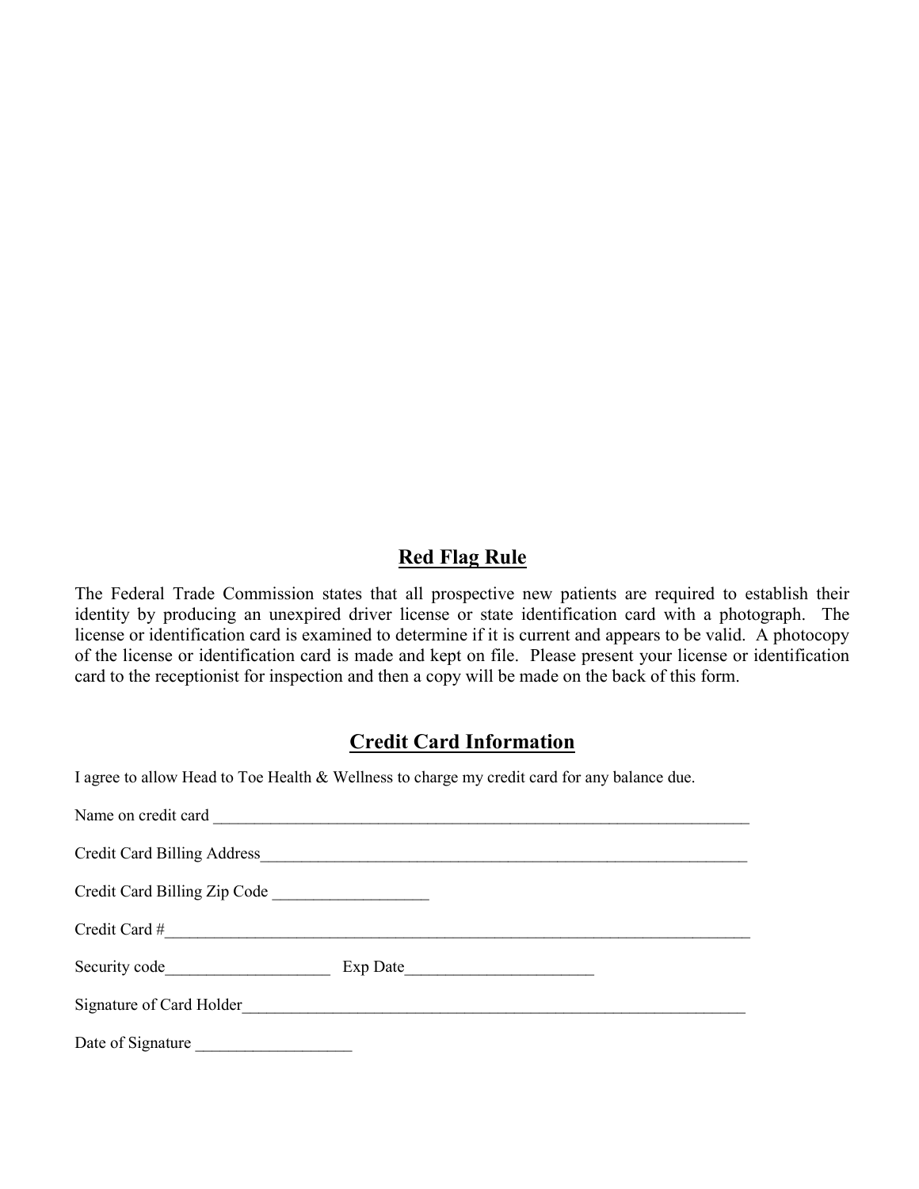## Red Flag Rule

The Federal Trade Commission states that all prospective new patients are required to establish their identity by producing an unexpired driver license or state identification card with a photograph. The license or identification card is examined to determine if it is current and appears to be valid. A photocopy of the license or identification card is made and kept on file. Please present your license or identification card to the receptionist for inspection and then a copy will be made on the back of this form.

## Credit Card Information

I agree to allow Head to Toe Health & Wellness to charge my credit card for any balance due.

Name on credit card ____________________________________________________________________

Credit Card Billing Address______________________________________________________________

Credit Card Billing Zip Code ___________________

Credit Card #___________________________________________________________________________

Security code____________________ Exp Date_______________________

Signature of Card Holder_________________________________________________________________

Date of Signature ___________________